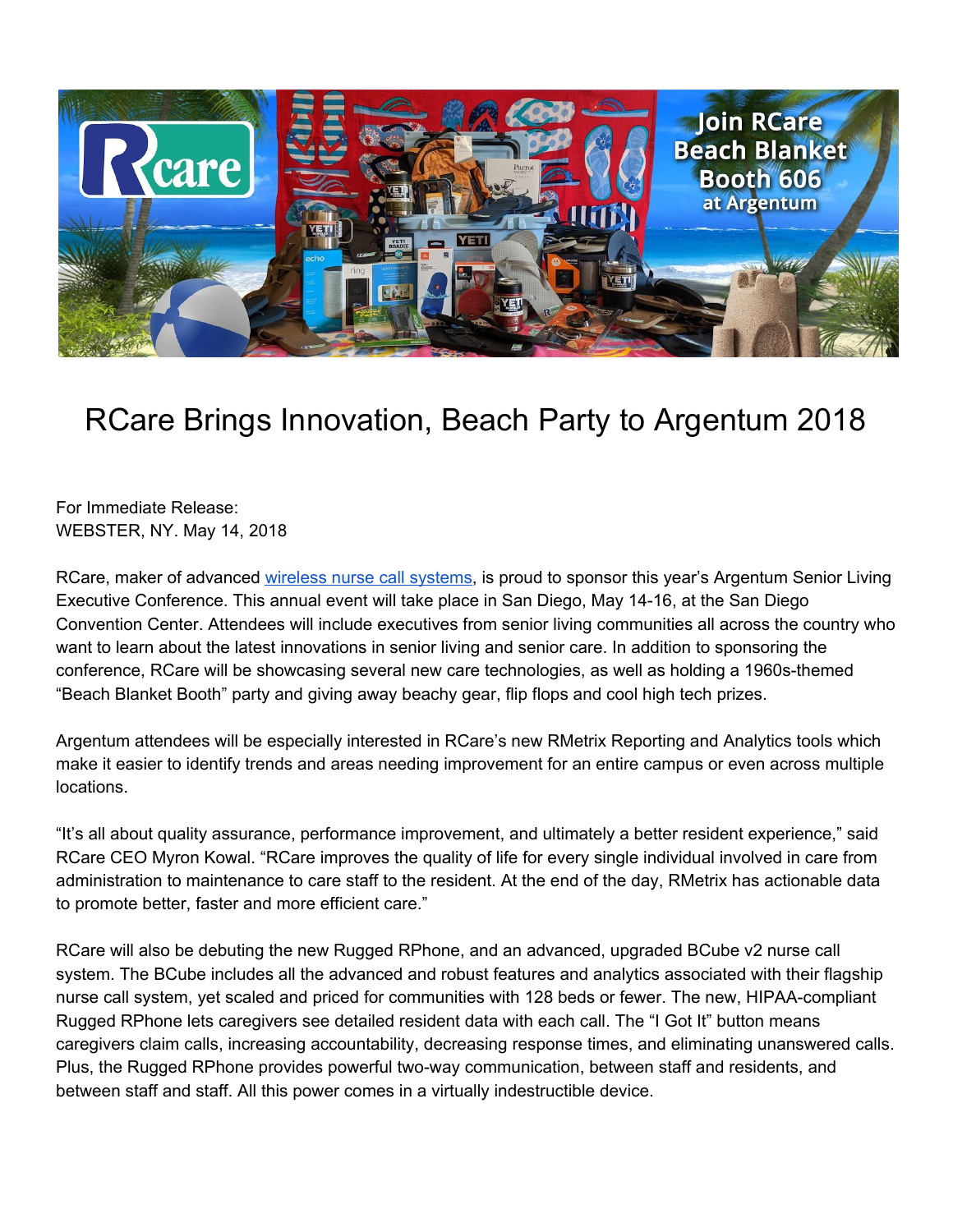# RCare Brings Innovation, Beach Party to Argentum 2018

For Immediate Release:
WEBSTER, NY. May 14, 2018

RCare, maker of advanced wireless nurse call systems, is proud to sponsor this year's Argentum Senior Living Executive Conference. This annual event will take place in San Diego, May 14-16, at the San Diego Convention Center. Attendees will include executives from senior living communities all across the country who want to learn about the latest innovations in senior living and senior care. In addition to sponsoring the conference, RCare will be showcasing several new care technologies, as well as holding a 1960s-themed "Beach Blanket Booth" party and giving away beachy gear, flip flops and cool high tech prizes.

Argentum attendees will be especially interested in RCare's new RMetrix Reporting and Analytics tools which make it easier to identify trends and areas needing improvement for an entire campus or even across multiple locations.

"It's all about quality assurance, performance improvement, and ultimately a better resident experience," said RCare CEO Myron Kowal. "RCare improves the quality of life for every single individual involved in care from administration to maintenance to care staff to the resident. At the end of the day, RMetrix has actionable data to promote better, faster and more efficient care."

RCare will also be debuting the new Rugged RPhone, and an advanced, upgraded BCube v2 nurse call system. The BCube includes all the advanced and robust features and analytics associated with their flagship nurse call system, yet scaled and priced for communities with 128 beds or fewer. The new, HIPAA-compliant Rugged RPhone lets caregivers see detailed resident data with each call. The "I Got It" button means caregivers claim calls, increasing accountability, decreasing response times, and eliminating unanswered calls. Plus, the Rugged RPhone provides powerful two-way communication, between staff and residents, and between staff and staff. All this power comes in a virtually indestructible device.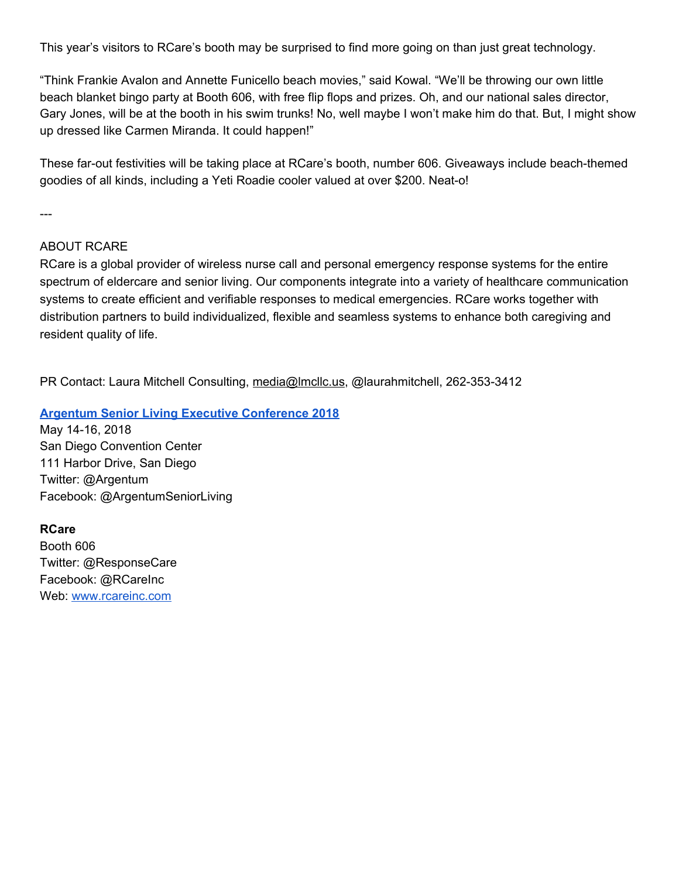This year's visitors to RCare's booth may be surprised to find more going on than just great technology.

"Think Frankie Avalon and Annette Funicello beach movies," said Kowal. "We'll be throwing our own little beach blanket bingo party at Booth 606, with free flip flops and prizes. Oh, and our national sales director, Gary Jones, will be at the booth in his swim trunks! No, well maybe I won't make him do that. But, I might show up dressed like Carmen Miranda. It could happen!"

These far-out festivities will be taking place at RCare's booth, number 606. Giveaways include beach-themed goodies of all kinds, including a Yeti Roadie cooler valued at over $200. Neat-o!

---

ABOUT RCARE
RCare is a global provider of wireless nurse call and personal emergency response systems for the entire spectrum of eldercare and senior living. Our components integrate into a variety of healthcare communication systems to create efficient and verifiable responses to medical emergencies. RCare works together with distribution partners to build individualized, flexible and seamless systems to enhance both caregiving and resident quality of life.

PR Contact: Laura Mitchell Consulting, media@lmcllc.us, @laurahmitchell, 262-353-3412

**Argentum Senior Living Executive Conference 2018**
May 14-16, 2018
San Diego Convention Center
111 Harbor Drive, San Diego
Twitter: @Argentum
Facebook: @ArgentumSeniorLiving

**RCare**
Booth 606
Twitter: @ResponseCare
Facebook: @RCareInc
Web: www.rcareinc.com